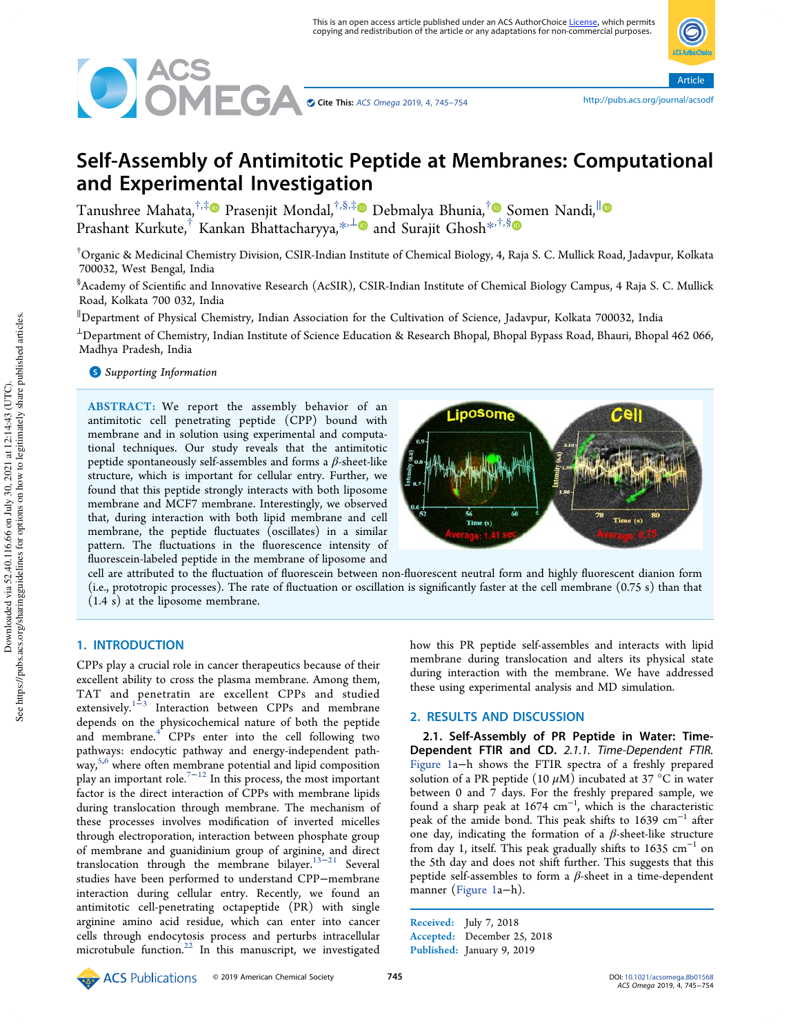# Self-Assembly of Antimitotic Peptide at Membranes: Computational and Experimental Investigation

Tanushree Mahata,[†,‡] Prasenjit Mondal,[†,§,‡] Debmalya Bhunia,[†] Somen Nandi,[∥] Prashant Kurkute,[†] Kankan Bhattacharyya,[*,⊥] and Surajit Ghosh[*,†,§]

[†]Organic & Medicinal Chemistry Division, CSIR-Indian Institute of Chemical Biology, 4, Raja S. C. Mullick Road, Jadavpur, Kolkata 700032, West Bengal, India

[§]Academy of Scientific and Innovative Research (AcSIR), CSIR-Indian Institute of Chemical Biology Campus, 4 Raja S. C. Mullick Road, Kolkata 700 032, India

[∥]Department of Physical Chemistry, Indian Association for the Cultivation of Science, Jadavpur, Kolkata 700032, India

[⊥]Department of Chemistry, Indian Institute of Science Education & Research Bhopal, Bhopal Bypass Road, Bhauri, Bhopal 462 066, Madhya Pradesh, India

Supporting Information

**ABSTRACT:** We report the assembly behavior of an antimitotic cell penetrating peptide (CPP) bound with membrane and in solution using experimental and computational techniques. Our study reveals that the antimitotic peptide spontaneously self-assembles and forms a β-sheet-like structure, which is important for cellular entry. Further, we found that this peptide strongly interacts with both liposome membrane and MCF7 membrane. Interestingly, we observed that, during interaction with both lipid membrane and cell membrane, the peptide fluctuates (oscillates) in a similar pattern. The fluctuations in the fluorescence intensity of fluorescein-labeled peptide in the membrane of liposome and cell are attributed to the fluctuation of fluorescein between non-fluorescent neutral form and highly fluorescent dianion form (i.e., prototropic processes). The rate of fluctuation or oscillation is significantly faster at the cell membrane (0.75 s) than that (1.4 s) at the liposome membrane.

## 1. INTRODUCTION

CPPs play a crucial role in cancer therapeutics because of their excellent ability to cross the plasma membrane. Among them, TAT and penetratin are excellent CPPs and studied extensively.[1−3] Interaction between CPPs and membrane depends on the physicochemical nature of both the peptide and membrane.[4] CPPs enter into the cell following two pathways: endocytic pathway and energy-independent pathway,[5,6] where often membrane potential and lipid composition play an important role.[7−12] In this process, the most important factor is the direct interaction of CPPs with membrane lipids during translocation through membrane. The mechanism of these processes involves modification of inverted micelles through electroporation, interaction between phosphate group of membrane and guanidinium group of arginine, and direct translocation through the membrane bilayer.[13−21] Several studies have been performed to understand CPP−membrane interaction during cellular entry. Recently, we found an antimitotic cell-penetrating octapeptide (PR) with single arginine amino acid residue, which can enter into cancer cells through endocytosis process and perturbs intracellular microtubule function.[22] In this manuscript, we investigated how this PR peptide self-assembles and interacts with lipid membrane during translocation and alters its physical state during interaction with the membrane. We have addressed these using experimental analysis and MD simulation.

## 2. RESULTS AND DISCUSSION

### 2.1. Self-Assembly of PR Peptide in Water: Time-Dependent FTIR and CD.

*2.1.1. Time-Dependent FTIR.* Figure 1a−h shows the FTIR spectra of a freshly prepared solution of a PR peptide (10 μM) incubated at 37 °C in water between 0 and 7 days. For the freshly prepared sample, we found a sharp peak at 1674 $cm^{-1}$, which is the characteristic peak of the amide bond. This peak shifts to 1639 $cm^{-1}$ after one day, indicating the formation of a β-sheet-like structure from day 1, itself. This peak gradually shifts to 1635 $cm^{-1}$ on the 5th day and does not shift further. This suggests that this peptide self-assembles to form a β-sheet in a time-dependent manner (Figure 1a−h).

Received: July 7, 2018
Accepted: December 25, 2018
Published: January 9, 2019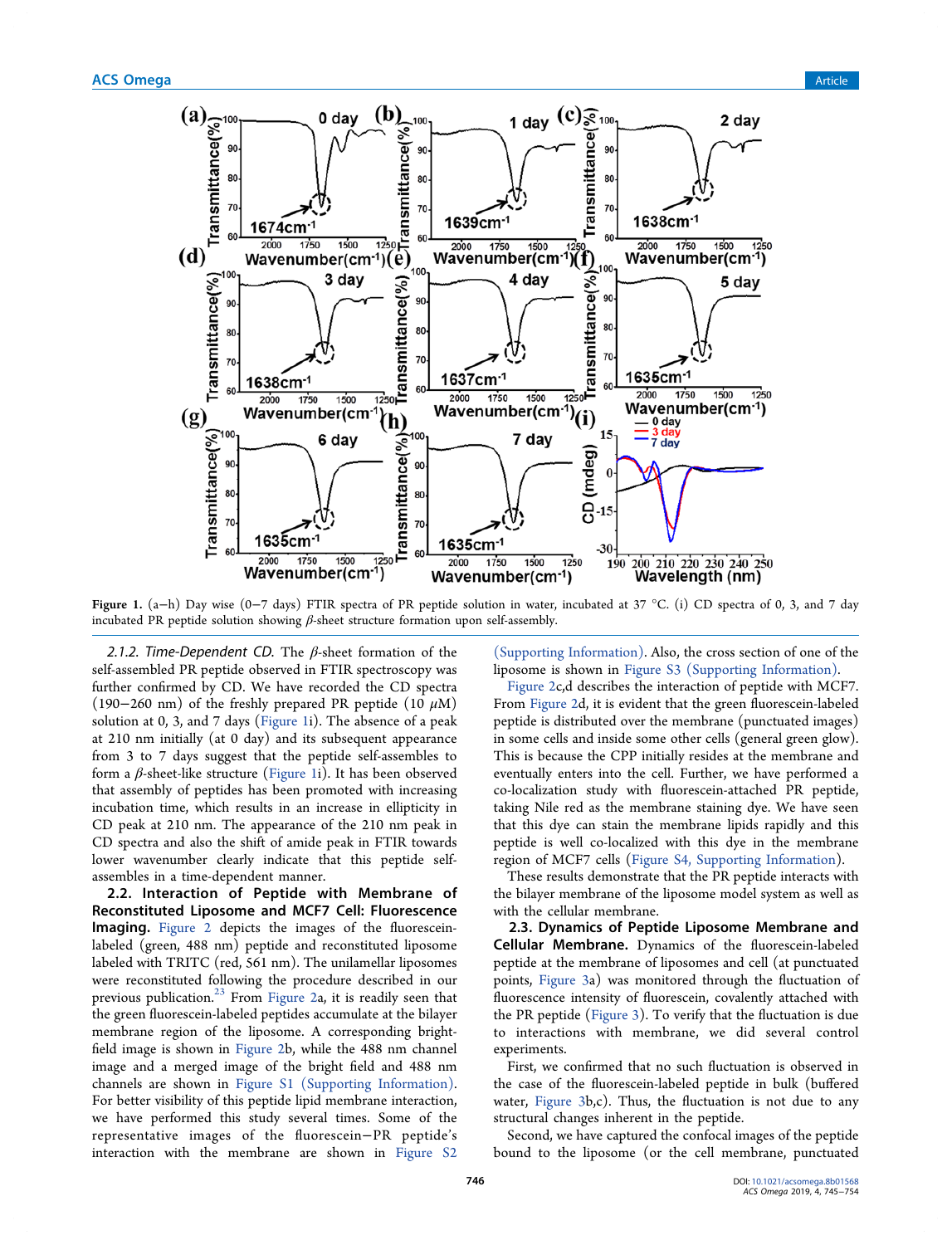Figure 1. (a–h) Day wise (0–7 days) FTIR spectra of PR peptide solution in water, incubated at 37 °C. (i) CD spectra of 0, 3, and 7 day incubated PR peptide solution showing $\beta$-sheet structure formation upon self-assembly.

*2.1.2. Time-Dependent CD.* The $\beta$-sheet formation of the self-assembled PR peptide observed in FTIR spectroscopy was further confirmed by CD. We have recorded the CD spectra (190–260 nm) of the freshly prepared PR peptide (10 $\mu$M) solution at 0, 3, and 7 days (Figure 1i). The absence of a peak at 210 nm initially (at 0 day) and its subsequent appearance from 3 to 7 days suggest that the peptide self-assembles to form a $\beta$-sheet-like structure (Figure 1i). It has been observed that assembly of peptides has been promoted with increasing incubation time, which results in an increase in ellipticity in CD peak at 210 nm. The appearance of the 210 nm peak in CD spectra and also the shift of amide peak in FTIR towards lower wavenumber clearly indicate that this peptide self-assembles in a time-dependent manner.

**2.2. Interaction of Peptide with Membrane of Reconstituted Liposome and MCF7 Cell: Fluorescence Imaging.** Figure 2 depicts the images of the fluorescein-labeled (green, 488 nm) peptide and reconstituted liposome labeled with TRITC (red, 561 nm). The unilamellar liposomes were reconstituted following the procedure described in our previous publication.[23] From Figure 2a, it is readily seen that the green fluorescein-labeled peptides accumulate at the bilayer membrane region of the liposome. A corresponding bright-field image is shown in Figure 2b, while the 488 nm channel image and a merged image of the bright field and 488 nm channels are shown in Figure S1 (Supporting Information). For better visibility of this peptide lipid membrane interaction, we have performed this study several times. Some of the representative images of the fluorescein–PR peptide's interaction with the membrane are shown in Figure S2 (Supporting Information). Also, the cross section of one of the liposome is shown in Figure S3 (Supporting Information).

Figure 2c,d describes the interaction of peptide with MCF7. From Figure 2d, it is evident that the green fluorescein-labeled peptide is distributed over the membrane (punctuated images) in some cells and inside some other cells (general green glow). This is because the CPP initially resides at the membrane and eventually enters into the cell. Further, we have performed a co-localization study with fluorescein-attached PR peptide, taking Nile red as the membrane staining dye. We have seen that this dye can stain the membrane lipids rapidly and this peptide is well co-localized with this dye in the membrane region of MCF7 cells (Figure S4, Supporting Information).

These results demonstrate that the PR peptide interacts with the bilayer membrane of the liposome model system as well as with the cellular membrane.

**2.3. Dynamics of Peptide Liposome Membrane and Cellular Membrane.** Dynamics of the fluorescein-labeled peptide at the membrane of liposomes and cell (at punctuated points, Figure 3a) was monitored through the fluctuation of fluorescence intensity of fluorescein, covalently attached with the PR peptide (Figure 3). To verify that the fluctuation is due to interactions with membrane, we did several control experiments.

First, we confirmed that no such fluctuation is observed in the case of the fluorescein-labeled peptide in bulk (buffered water, Figure 3b,c). Thus, the fluctuation is not due to any structural changes inherent in the peptide.

Second, we have captured the confocal images of the peptide bound to the liposome (or the cell membrane, punctuated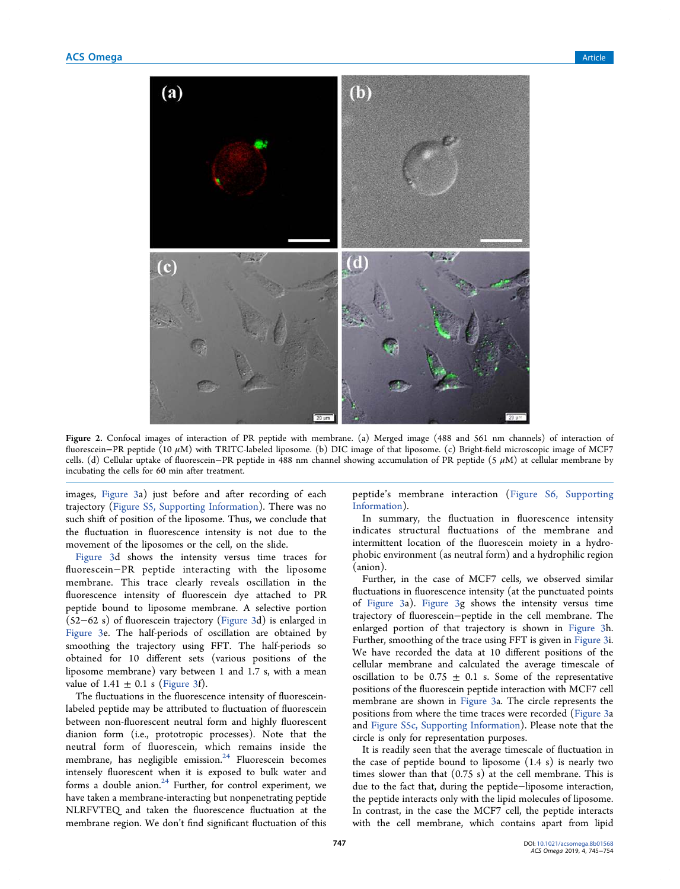**Figure 2.** Confocal images of interaction of PR peptide with membrane. (a) Merged image (488 and 561 nm channels) of interaction of fluorescein−PR peptide (10 $\mu$M) with TRITC-labeled liposome. (b) DIC image of that liposome. (c) Bright-field microscopic image of MCF7 cells. (d) Cellular uptake of fluorescein−PR peptide in 488 nm channel showing accumulation of PR peptide (5 $\mu$M) at cellular membrane by incubating the cells for 60 min after treatment.

images, Figure 3a) just before and after recording of each trajectory (Figure S5, Supporting Information). There was no such shift of position of the liposome. Thus, we conclude that the fluctuation in fluorescence intensity is not due to the movement of the liposomes or the cell, on the slide.

Figure 3d shows the intensity versus time traces for fluorescein−PR peptide interacting with the liposome membrane. This trace clearly reveals oscillation in the fluorescence intensity of fluorescein dye attached to PR peptide bound to liposome membrane. A selective portion (52−62 s) of fluorescein trajectory (Figure 3d) is enlarged in Figure 3e. The half-periods of oscillation are obtained by smoothing the trajectory using FFT. The half-periods so obtained for 10 different sets (various positions of the liposome membrane) vary between 1 and 1.7 s, with a mean value of 1.41 ± 0.1 s (Figure 3f).

The fluctuations in the fluorescence intensity of fluorescein-labeled peptide may be attributed to fluctuation of fluorescein between non-fluorescent neutral form and highly fluorescent dianion form (i.e., prototropic processes). Note that the neutral form of fluorescein, which remains inside the membrane, has negligible emission.[24] Fluorescein becomes intensely fluorescent when it is exposed to bulk water and forms a double anion.[24] Further, for control experiment, we have taken a membrane-interacting but nonpenetrating peptide NLRFVTEQ and taken the fluorescence fluctuation at the membrane region. We don't find significant fluctuation of this peptide's membrane interaction (Figure S6, Supporting Information).

In summary, the fluctuation in fluorescence intensity indicates structural fluctuations of the membrane and intermittent location of the fluorescein moiety in a hydrophobic environment (as neutral form) and a hydrophilic region (anion).

Further, in the case of MCF7 cells, we observed similar fluctuations in fluorescence intensity (at the punctuated points of Figure 3a). Figure 3g shows the intensity versus time trajectory of fluorescein−peptide in the cell membrane. The enlarged portion of that trajectory is shown in Figure 3h. Further, smoothing of the trace using FFT is given in Figure 3i. We have recorded the data at 10 different positions of the cellular membrane and calculated the average timescale of oscillation to be 0.75 ± 0.1 s. Some of the representative positions of the fluorescein peptide interaction with MCF7 cell membrane are shown in Figure 3a. The circle represents the positions from where the time traces were recorded (Figure 3a and Figure S5c, Supporting Information). Please note that the circle is only for representation purposes.

It is readily seen that the average timescale of fluctuation in the case of peptide bound to liposome (1.4 s) is nearly two times slower than that (0.75 s) at the cell membrane. This is due to the fact that, during the peptide−liposome interaction, the peptide interacts only with the lipid molecules of liposome. In contrast, in the case the MCF7 cell, the peptide interacts with the cell membrane, which contains apart from lipid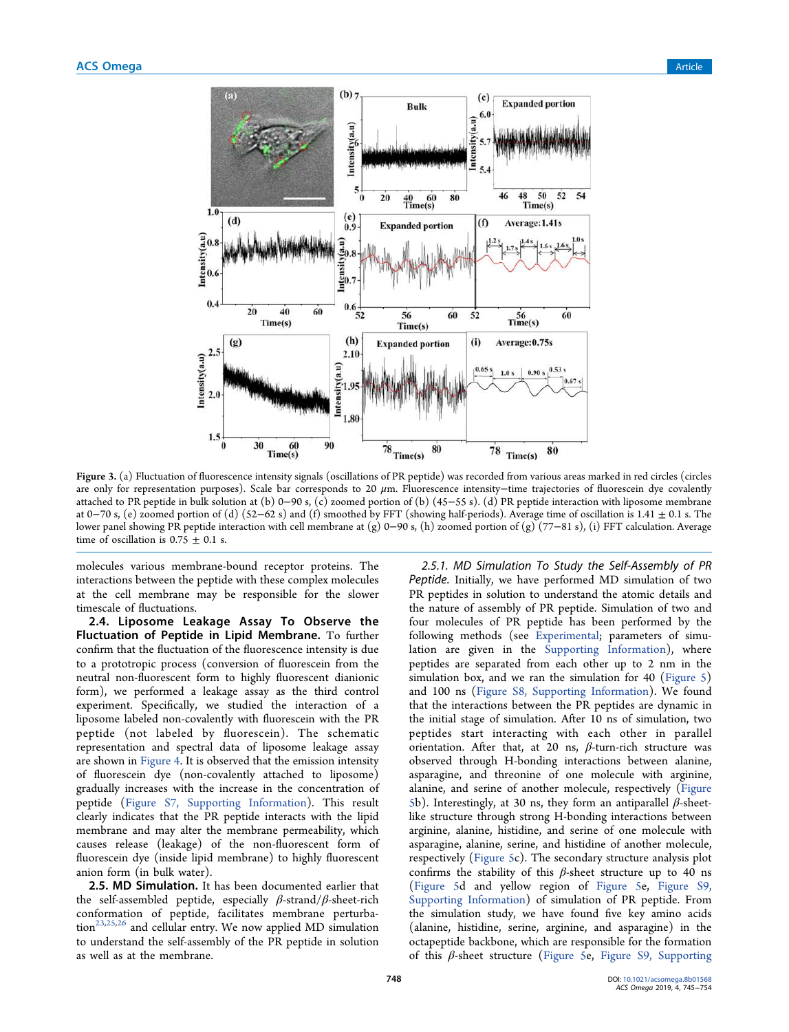Figure 3. (a) Fluctuation of fluorescence intensity signals (oscillations of PR peptide) was recorded from various areas marked in red circles (circles are only for representation purposes). Scale bar corresponds to 20 $\mu$m. Fluorescence intensity−time trajectories of fluorescein dye covalently attached to PR peptide in bulk solution at (b) 0−90 s, (c) zoomed portion of (b) (45−55 s). (d) PR peptide interaction with liposome membrane at 0−70 s, (e) zoomed portion of (d) (52−62 s) and (f) smoothed by FFT (showing half-periods). Average time of oscillation is 1.41 ± 0.1 s. The lower panel showing PR peptide interaction with cell membrane at (g) 0−90 s, (h) zoomed portion of (g) (77−81 s), (i) FFT calculation. Average time of oscillation is 0.75 ± 0.1 s.

molecules various membrane-bound receptor proteins. The interactions between the peptide with these complex molecules at the cell membrane may be responsible for the slower timescale of fluctuations.

**2.4. Liposome Leakage Assay To Observe the Fluctuation of Peptide in Lipid Membrane.** To further confirm that the fluctuation of the fluorescence intensity is due to a prototropic process (conversion of fluorescein from the neutral non-fluorescent form to highly fluorescent dianionic form), we performed a leakage assay as the third control experiment. Specifically, we studied the interaction of a liposome labeled non-covalently with fluorescein with the PR peptide (not labeled by fluorescein). The schematic representation and spectral data of liposome leakage assay are shown in Figure 4. It is observed that the emission intensity of fluorescein dye (non-covalently attached to liposome) gradually increases with the increase in the concentration of peptide (Figure S7, Supporting Information). This result clearly indicates that the PR peptide interacts with the lipid membrane and may alter the membrane permeability, which causes release (leakage) of the non-fluorescent form of fluorescein dye (inside lipid membrane) to highly fluorescent anion form (in bulk water).

**2.5. MD Simulation.** It has been documented earlier that the self-assembled peptide, especially $\beta$-strand/$\beta$-sheet-rich conformation of peptide, facilitates membrane perturbation[23,25,26] and cellular entry. We now applied MD simulation to understand the self-assembly of the PR peptide in solution as well as at the membrane.

*2.5.1. MD Simulation To Study the Self-Assembly of PR Peptide.* Initially, we have performed MD simulation of two PR peptides in solution to understand the atomic details and the nature of assembly of PR peptide. Simulation of two and four molecules of PR peptide has been performed by the following methods (see Experimental; parameters of simulation are given in the Supporting Information), where peptides are separated from each other up to 2 nm in the simulation box, and we ran the simulation for 40 (Figure 5) and 100 ns (Figure S8, Supporting Information). We found that the interactions between the PR peptides are dynamic in the initial stage of simulation. After 10 ns of simulation, two peptides start interacting with each other in parallel orientation. After that, at 20 ns, $\beta$-turn-rich structure was observed through H-bonding interactions between alanine, asparagine, and threonine of one molecule with arginine, alanine, and serine of another molecule, respectively (Figure 5b). Interestingly, at 30 ns, they form an antiparallel $\beta$-sheet-like structure through strong H-bonding interactions between arginine, alanine, histidine, and serine of one molecule with asparagine, alanine, serine, and histidine of another molecule, respectively (Figure 5c). The secondary structure analysis plot confirms the stability of this $\beta$-sheet structure up to 40 ns (Figure 5d and yellow region of Figure 5e, Figure S9, Supporting Information) of simulation of PR peptide. From the simulation study, we have found five key amino acids (alanine, histidine, serine, arginine, and asparagine) in the octapeptide backbone, which are responsible for the formation of this $\beta$-sheet structure (Figure 5e, Figure S9, Supporting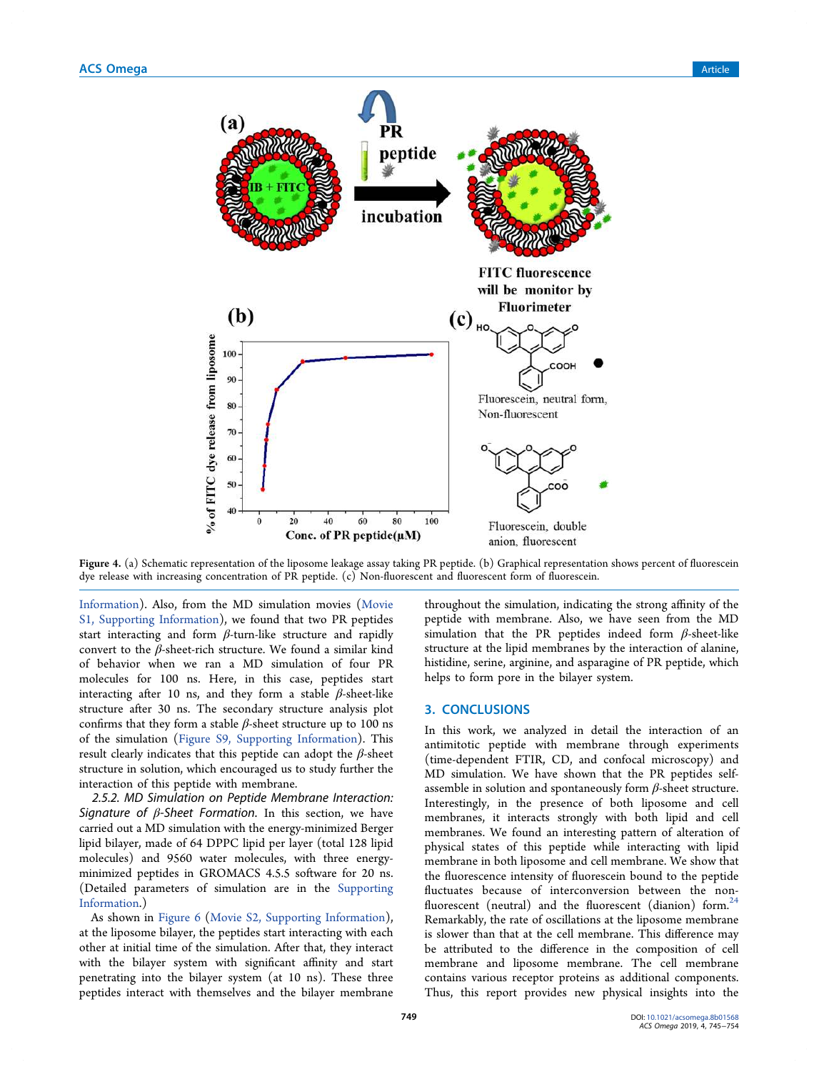**Figure 4.** (a) Schematic representation of the liposome leakage assay taking PR peptide. (b) Graphical representation shows percent of fluorescein dye release with increasing concentration of PR peptide. (c) Non-fluorescent and fluorescent form of fluorescein.

Information). Also, from the MD simulation movies (Movie S1, Supporting Information), we found that two PR peptides start interacting and form $\beta$-turn-like structure and rapidly convert to the $\beta$-sheet-rich structure. We found a similar kind of behavior when we ran a MD simulation of four PR molecules for 100 ns. Here, in this case, peptides start interacting after 10 ns, and they form a stable $\beta$-sheet-like structure after 30 ns. The secondary structure analysis plot confirms that they form a stable $\beta$-sheet structure up to 100 ns of the simulation (Figure S9, Supporting Information). This result clearly indicates that this peptide can adopt the $\beta$-sheet structure in solution, which encouraged us to study further the interaction of this peptide with membrane.

*2.5.2. MD Simulation on Peptide Membrane Interaction: Signature of β-Sheet Formation.* In this section, we have carried out a MD simulation with the energy-minimized Berger lipid bilayer, made of 64 DPPC lipid per layer (total 128 lipid molecules) and 9560 water molecules, with three energy-minimized peptides in GROMACS 4.5.5 software for 20 ns. (Detailed parameters of simulation are in the Supporting Information.)

As shown in Figure 6 (Movie S2, Supporting Information), at the liposome bilayer, the peptides start interacting with each other at initial time of the simulation. After that, they interact with the bilayer system with significant affinity and start penetrating into the bilayer system (at 10 ns). These three peptides interact with themselves and the bilayer membrane throughout the simulation, indicating the strong affinity of the peptide with membrane. Also, we have seen from the MD simulation that the PR peptides indeed form $\beta$-sheet-like structure at the lipid membranes by the interaction of alanine, histidine, serine, arginine, and asparagine of PR peptide, which helps to form pore in the bilayer system.

## 3. CONCLUSIONS

In this work, we analyzed in detail the interaction of an antimitotic peptide with membrane through experiments (time-dependent FTIR, CD, and confocal microscopy) and MD simulation. We have shown that the PR peptides self-assemble in solution and spontaneously form $\beta$-sheet structure. Interestingly, in the presence of both liposome and cell membranes, it interacts strongly with both lipid and cell membranes. We found an interesting pattern of alteration of physical states of this peptide while interacting with lipid membrane in both liposome and cell membrane. We show that the fluorescence intensity of fluorescein bound to the peptide fluctuates because of interconversion between the non-fluorescent (neutral) and the fluorescent (dianion) form.[24] Remarkably, the rate of oscillations at the liposome membrane is slower than that at the cell membrane. This difference may be attributed to the difference in the composition of cell membrane and liposome membrane. The cell membrane contains various receptor proteins as additional components. Thus, this report provides new physical insights into the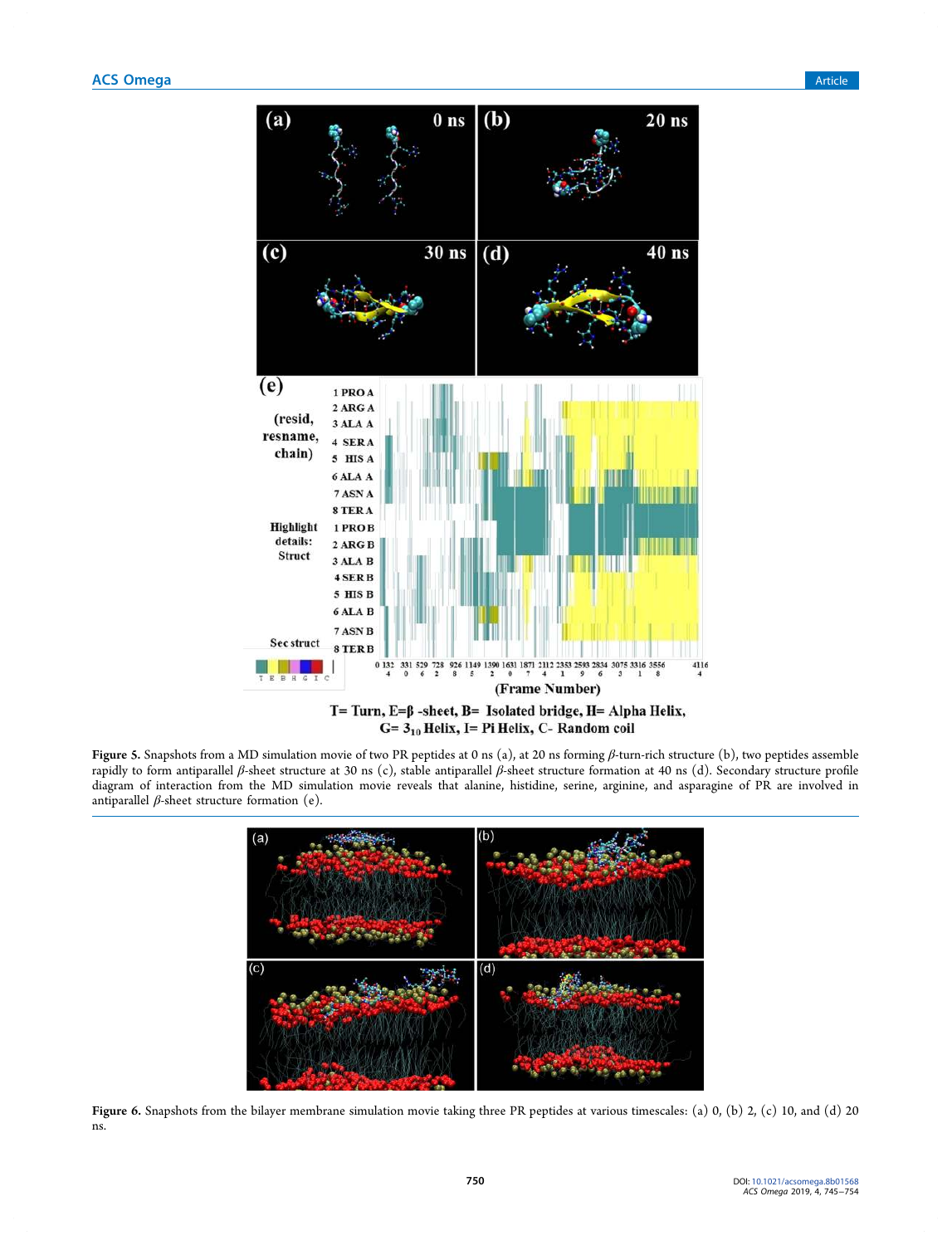Figure 5. Snapshots from a MD simulation movie of two PR peptides at 0 ns (a), at 20 ns forming $\beta$-turn-rich structure (b), two peptides assemble rapidly to form antiparallel $\beta$-sheet structure at 30 ns (c), stable antiparallel $\beta$-sheet structure formation at 40 ns (d). Secondary structure profile diagram of interaction from the MD simulation movie reveals that alanine, histidine, serine, arginine, and asparagine of PR are involved in antiparallel $\beta$-sheet structure formation (e).

Figure 6. Snapshots from the bilayer membrane simulation movie taking three PR peptides at various timescales: (a) 0, (b) 2, (c) 10, and (d) 20 ns.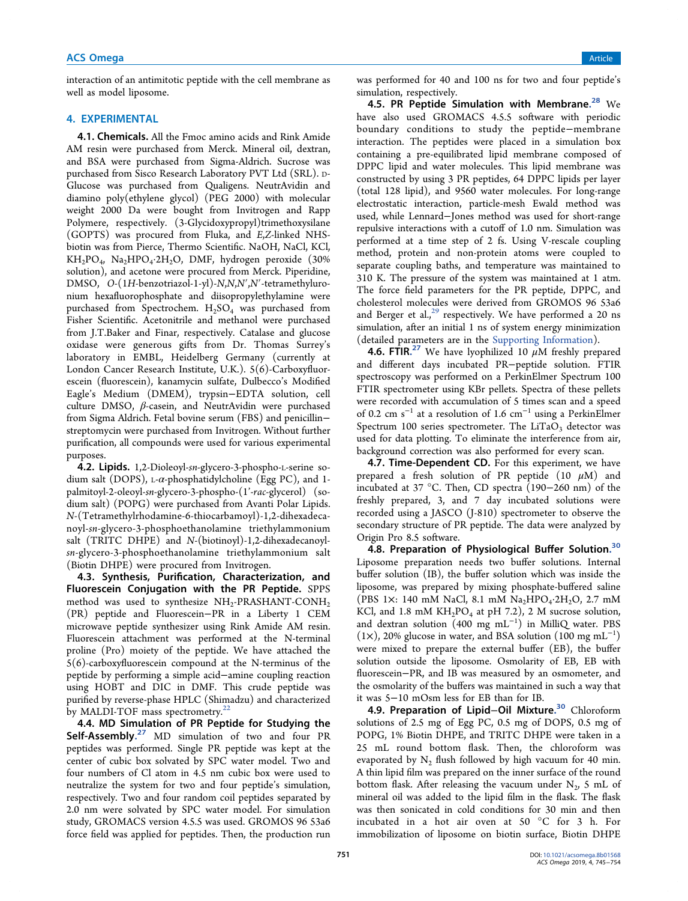interaction of an antimitotic peptide with the cell membrane as well as model liposome.

## 4. EXPERIMENTAL

**4.1. Chemicals.** All the Fmoc amino acids and Rink Amide AM resin were purchased from Merck. Mineral oil, dextran, and BSA were purchased from Sigma-Aldrich. Sucrose was purchased from Sisco Research Laboratory PVT Ltd (SRL). D-Glucose was purchased from Qualigens. NeutrAvidin and diamino poly(ethylene glycol) (PEG 2000) with molecular weight 2000 Da were bought from Invitrogen and Rapp Polymere, respectively. (3-Glycidoxypropyl)trimethoxysilane (GOPTS) was procured from Fluka, and *E,Z*-linked NHS-biotin was from Pierce, Thermo Scientific. NaOH, NaCl, KCl, $KH_2PO_4$, $Na_2HPO_4{\cdot}2H_2O$, DMF, hydrogen peroxide (30% solution), and acetone were procured from Merck. Piperidine, DMSO, *O*-(1*H*-benzotriazol-1-yl)-*N*,*N*,*N*′,*N*′-tetramethyluronium hexafluorophosphate and diisopropylethylamine were purchased from Spectrochem. $H_2SO_4$ was purchased from Fisher Scientific. Acetonitrile and methanol were purchased from J.T.Baker and Finar, respectively. Catalase and glucose oxidase were generous gifts from Dr. Thomas Surrey's laboratory in EMBL, Heidelberg Germany (currently at London Cancer Research Institute, U.K.). 5(6)-Carboxyfluorescein (fluorescein), kanamycin sulfate, Dulbecco's Modified Eagle's Medium (DMEM), trypsin−EDTA solution, cell culture DMSO, *β*-casein, and NeutrAvidin were purchased from Sigma Aldrich. Fetal bovine serum (FBS) and penicillin−streptomycin were purchased from Invitrogen. Without further purification, all compounds were used for various experimental purposes.

**4.2. Lipids.** 1,2-Dioleoyl-*sn*-glycero-3-phospho-L-serine sodium salt (DOPS), L-*α*-phosphatidylcholine (Egg PC), and 1-palmitoyl-2-oleoyl-*sn*-glycero-3-phospho-(1′-*rac*-glycerol) (sodium salt) (POPG) were purchased from Avanti Polar Lipids. *N*-(Tetramethylrhodamine-6-thiocarbamoyl)-1,2-dihexadecanoyl-*sn*-glycero-3-phosphoethanolamine triethylammonium salt (TRITC DHPE) and *N*-(biotinoyl)-1,2-dihexadecanoyl-*sn*-glycero-3-phosphoethanolamine triethylammonium salt (Biotin DHPE) were procured from Invitrogen.

**4.3. Synthesis, Purification, Characterization, and Fluorescein Conjugation with the PR Peptide.** SPPS method was used to synthesize $NH_2$-PRASHANT-$CONH_2$ (PR) peptide and Fluorescein−PR in a Liberty 1 CEM microwave peptide synthesizer using Rink Amide AM resin. Fluorescein attachment was performed at the N-terminal proline (Pro) moiety of the peptide. We have attached the 5(6)-carboxyfluorescein compound at the N-terminus of the peptide by performing a simple acid−amine coupling reaction using HOBT and DIC in DMF. This crude peptide was purified by reverse-phase HPLC (Shimadzu) and characterized by MALDI-TOF mass spectrometry.[22]

**4.4. MD Simulation of PR Peptide for Studying the Self-Assembly.**[27] MD simulation of two and four PR peptides was performed. Single PR peptide was kept at the center of cubic box solvated by SPC water model. Two and four numbers of Cl atom in 4.5 nm cubic box were used to neutralize the system for two and four peptide's simulation, respectively. Two and four random coil peptides separated by 2.0 nm were solvated by SPC water model. For simulation study, GROMACS version 4.5.5 was used. GROMOS 96 53a6 force field was applied for peptides. Then, the production run was performed for 40 and 100 ns for two and four peptide's simulation, respectively.

**4.5. PR Peptide Simulation with Membrane.**[28] We have also used GROMACS 4.5.5 software with periodic boundary conditions to study the peptide−membrane interaction. The peptides were placed in a simulation box containing a pre-equilibrated lipid membrane composed of DPPC lipid and water molecules. This lipid membrane was constructed by using 3 PR peptides, 64 DPPC lipids per layer (total 128 lipid), and 9560 water molecules. For long-range electrostatic interaction, particle-mesh Ewald method was used, while Lennard−Jones method was used for short-range repulsive interactions with a cutoff of 1.0 nm. Simulation was performed at a time step of 2 fs. Using V-rescale coupling method, protein and non-protein atoms were coupled to separate coupling baths, and temperature was maintained to 310 K. The pressure of the system was maintained at 1 atm. The force field parameters for the PR peptide, DPPC, and cholesterol molecules were derived from GROMOS 96 53a6 and Berger et al.,[29] respectively. We have performed a 20 ns simulation, after an initial 1 ns of system energy minimization (detailed parameters are in the Supporting Information).

**4.6. FTIR.**[27] We have lyophilized 10 $\mu$M freshly prepared and different days incubated PR−peptide solution. FTIR spectroscopy was performed on a PerkinElmer Spectrum 100 FTIR spectrometer using KBr pellets. Spectra of these pellets were recorded with accumulation of 5 times scan and a speed of 0.2 $cm^{-1}$ at a resolution of 1.6 $cm^{-1}$ using a PerkinElmer Spectrum 100 series spectrometer. The $LiTaO_3$ detector was used for data plotting. To eliminate the interference from air, background correction was also performed for every scan.

**4.7. Time-Dependent CD.** For this experiment, we have prepared a fresh solution of PR peptide (10 $\mu$M) and incubated at 37 °C. Then, CD spectra (190−260 nm) of the freshly prepared, 3, and 7 day incubated solutions were recorded using a JASCO (J-810) spectrometer to observe the secondary structure of PR peptide. The data were analyzed by Origin Pro 8.5 software.

**4.8. Preparation of Physiological Buffer Solution.**[30] Liposome preparation needs two buffer solutions. Internal buffer solution (IB), the buffer solution which was inside the liposome, was prepared by mixing phosphate-buffered saline (PBS 1×: 140 mM NaCl, 8.1 mM $Na_2HPO_4{\cdot}2H_2O$, 2.7 mM KCl, and 1.8 mM $KH_2PO_4$ at pH 7.2), 2 M sucrose solution, and dextran solution (400 mg $mL^{-1}$) in MilliQ water. PBS (1×), 20% glucose in water, and BSA solution (100 mg $mL^{-1}$) were mixed to prepare the external buffer (EB), the buffer solution outside the liposome. Osmolarity of EB, EB with fluorescein−PR, and IB was measured by an osmometer, and the osmolarity of the buffers was maintained in such a way that it was 5−10 mOsm less for EB than for IB.

**4.9. Preparation of Lipid−Oil Mixture.**[30] Chloroform solutions of 2.5 mg of Egg PC, 0.5 mg of DOPS, 0.5 mg of POPG, 1% Biotin DHPE, and TRITC DHPE were taken in a 25 mL round bottom flask. Then, the chloroform was evaporated by $N_2$ flush followed by high vacuum for 40 min. A thin lipid film was prepared on the inner surface of the round bottom flask. After releasing the vacuum under $N_2$, 5 mL of mineral oil was added to the lipid film in the flask. The flask was then sonicated in cold conditions for 30 min and then incubated in a hot air oven at 50 °C for 3 h. For immobilization of liposome on biotin surface, Biotin DHPE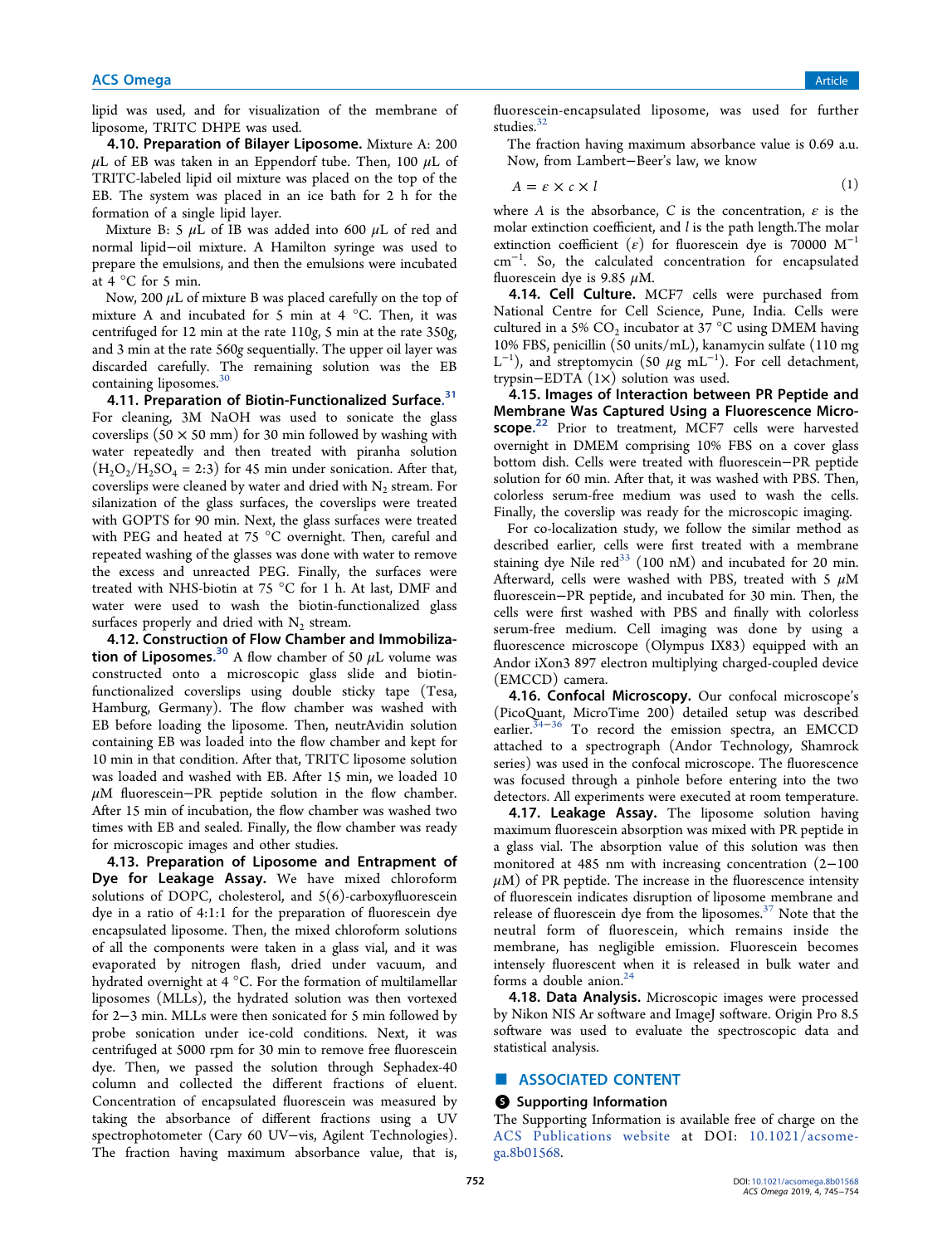lipid was used, and for visualization of the membrane of liposome, TRITC DHPE was used.

**4.10. Preparation of Bilayer Liposome.** Mixture A: 200 μL of EB was taken in an Eppendorf tube. Then, 100 μL of TRITC-labeled lipid oil mixture was placed on the top of the EB. The system was placed in an ice bath for 2 h for the formation of a single lipid layer.

Mixture B: 5 μL of IB was added into 600 μL of red and normal lipid−oil mixture. A Hamilton syringe was used to prepare the emulsions, and then the emulsions were incubated at 4 °C for 5 min.

Now, 200 μL of mixture B was placed carefully on the top of mixture A and incubated for 5 min at 4 °C. Then, it was centrifuged for 12 min at the rate 110*g*, 5 min at the rate 350*g*, and 3 min at the rate 560*g* sequentially. The upper oil layer was discarded carefully. The remaining solution was the EB containing liposomes.[30]

**4.11. Preparation of Biotin-Functionalized Surface.**[31] For cleaning, 3M NaOH was used to sonicate the glass coverslips (50 × 50 mm) for 30 min followed by washing with water repeatedly and then treated with piranha solution ($H_2O_2/H_2SO_4$ = 2:3) for 45 min under sonication. After that, coverslips were cleaned by water and dried with $N_2$ stream. For silanization of the glass surfaces, the coverslips were treated with GOPTS for 90 min. Next, the glass surfaces were treated with PEG and heated at 75 °C overnight. Then, careful and repeated washing of the glasses was done with water to remove the excess and unreacted PEG. Finally, the surfaces were treated with NHS-biotin at 75 °C for 1 h. At last, DMF and water were used to wash the biotin-functionalized glass surfaces properly and dried with $N_2$ stream.

**4.12. Construction of Flow Chamber and Immobilization of Liposomes.**[30] A flow chamber of 50 μL volume was constructed onto a microscopic glass slide and biotin-functionalized coverslips using double sticky tape (Tesa, Hamburg, Germany). The flow chamber was washed with EB before loading the liposome. Then, neutrAvidin solution containing EB was loaded into the flow chamber and kept for 10 min in that condition. After that, TRITC liposome solution was loaded and washed with EB. After 15 min, we loaded 10 μM fluorescein−PR peptide solution in the flow chamber. After 15 min of incubation, the flow chamber was washed two times with EB and sealed. Finally, the flow chamber was ready for microscopic images and other studies.

**4.13. Preparation of Liposome and Entrapment of Dye for Leakage Assay.** We have mixed chloroform solutions of DOPC, cholesterol, and 5(6)-carboxyfluorescein dye in a ratio of 4:1:1 for the preparation of fluorescein dye encapsulated liposome. Then, the mixed chloroform solutions of all the components were taken in a glass vial, and it was evaporated by nitrogen flash, dried under vacuum, and hydrated overnight at 4 °C. For the formation of multilamellar liposomes (MLLs), the hydrated solution was then vortexed for 2−3 min. MLLs were then sonicated for 5 min followed by probe sonication under ice-cold conditions. Next, it was centrifuged at 5000 rpm for 30 min to remove free fluorescein dye. Then, we passed the solution through Sephadex-40 column and collected the different fractions of eluent. Concentration of encapsulated fluorescein was measured by taking the absorbance of different fractions using a UV spectrophotometer (Cary 60 UV−vis, Agilent Technologies). The fraction having maximum absorbance value, that is, fluorescein-encapsulated liposome, was used for further studies.[32]

The fraction having maximum absorbance value is 0.69 a.u. Now, from Lambert−Beer's law, we know

$$A = \varepsilon \times c \times l \tag{1}$$

where $A$ is the absorbance, $C$ is the concentration, $\varepsilon$ is the molar extinction coefficient, and $l$ is the path length.The molar extinction coefficient ($\varepsilon$) for fluorescein dye is 70000 $M^{-1}$ $cm^{-1}$. So, the calculated concentration for encapsulated fluorescein dye is 9.85 μM.

**4.14. Cell Culture.** MCF7 cells were purchased from National Centre for Cell Science, Pune, India. Cells were cultured in a 5% $CO_2$ incubator at 37 °C using DMEM having 10% FBS, penicillin (50 units/mL), kanamycin sulfate (110 mg $L^{-1}$), and streptomycin (50 μg $mL^{-1}$). For cell detachment, trypsin−EDTA (1×) solution was used.

**4.15. Images of Interaction between PR Peptide and Membrane Was Captured Using a Fluorescence Microscope.**[22] Prior to treatment, MCF7 cells were harvested overnight in DMEM comprising 10% FBS on a cover glass bottom dish. Cells were treated with fluorescein−PR peptide solution for 60 min. After that, it was washed with PBS. Then, colorless serum-free medium was used to wash the cells. Finally, the coverslip was ready for the microscopic imaging.

For co-localization study, we follow the similar method as described earlier, cells were first treated with a membrane staining dye Nile red[33] (100 nM) and incubated for 20 min. Afterward, cells were washed with PBS, treated with 5 μM fluorescein−PR peptide, and incubated for 30 min. Then, the cells were first washed with PBS and finally with colorless serum-free medium. Cell imaging was done by using a fluorescence microscope (Olympus IX83) equipped with an Andor iXon3 897 electron multiplying charged-coupled device (EMCCD) camera.

**4.16. Confocal Microscopy.** Our confocal microscope's (PicoQuant, MicroTime 200) detailed setup was described earlier.[34−36] To record the emission spectra, an EMCCD attached to a spectrograph (Andor Technology, Shamrock series) was used in the confocal microscope. The fluorescence was focused through a pinhole before entering into the two detectors. All experiments were executed at room temperature.

**4.17. Leakage Assay.** The liposome solution having maximum fluorescein absorption was mixed with PR peptide in a glass vial. The absorption value of this solution was then monitored at 485 nm with increasing concentration (2−100 μM) of PR peptide. The increase in the fluorescence intensity of fluorescein indicates disruption of liposome membrane and release of fluorescein dye from the liposomes.[37] Note that the neutral form of fluorescein, which remains inside the membrane, has negligible emission. Fluorescein becomes intensely fluorescent when it is released in bulk water and forms a double anion.[24]

**4.18. Data Analysis.** Microscopic images were processed by Nikon NIS Ar software and ImageJ software. Origin Pro 8.5 software was used to evaluate the spectroscopic data and statistical analysis.

## ■ ASSOCIATED CONTENT

### Supporting Information

The Supporting Information is available free of charge on the ACS Publications website at DOI: 10.1021/acsomega.8b01568.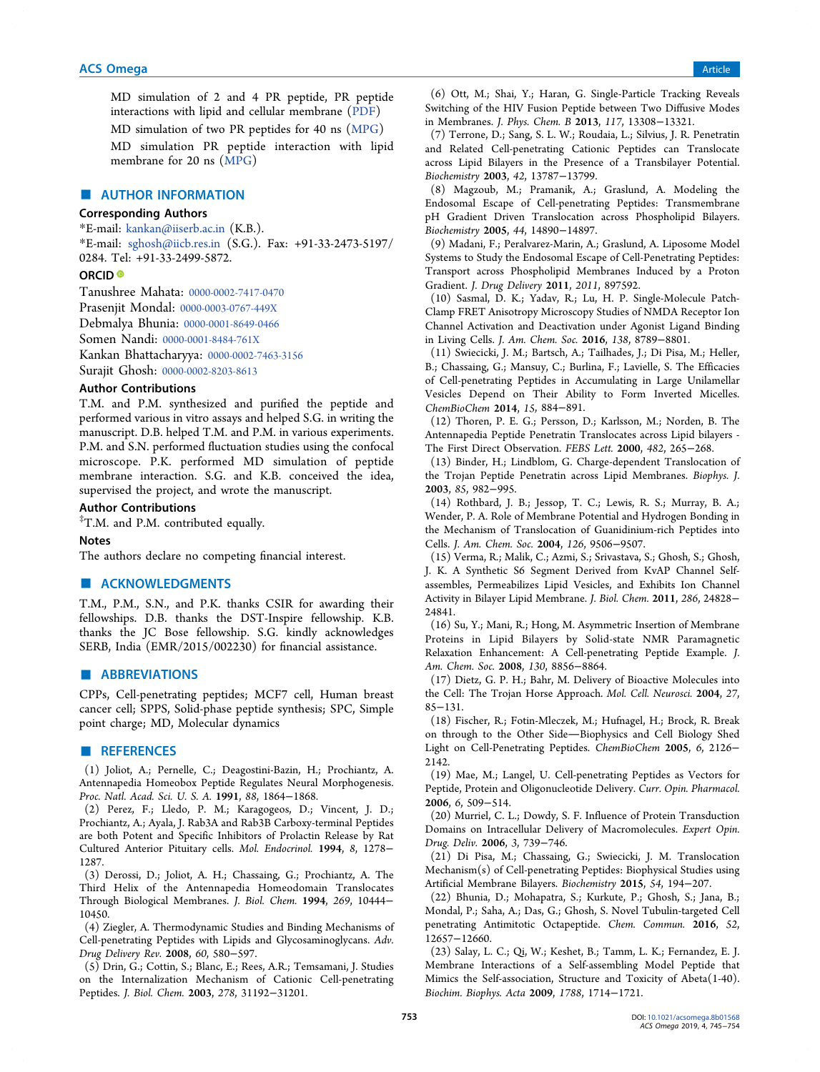MD simulation of 2 and 4 PR peptide, PR peptide interactions with lipid and cellular membrane (PDF)

MD simulation of two PR peptides for 40 ns (MPG)

MD simulation PR peptide interaction with lipid membrane for 20 ns (MPG)

## AUTHOR INFORMATION

### Corresponding Authors

*E-mail: kankan@iiserb.ac.in (K.B.).

*E-mail: sghosh@iicb.res.in (S.G.). Fax: +91-33-2473-5197/0284. Tel: +91-33-2499-5872.

### ORCID

Tanushree Mahata: 0000-0002-7417-0470

Prasenjit Mondal: 0000-0003-0767-449X

Debmalya Bhunia: 0000-0001-8649-0466

Somen Nandi: 0000-0001-8484-761X

Kankan Bhattacharyya: 0000-0002-7463-3156

Surajit Ghosh: 0000-0002-8203-8613

### Author Contributions

T.M. and P.M. synthesized and purified the peptide and performed various in vitro assays and helped S.G. in writing the manuscript. D.B. helped T.M. and P.M. in various experiments. P.M. and S.N. performed fluctuation studies using the confocal microscope. P.K. performed MD simulation of peptide membrane interaction. S.G. and K.B. conceived the idea, supervised the project, and wrote the manuscript.

### Author Contributions

‡T.M. and P.M. contributed equally.

### Notes

The authors declare no competing financial interest.

## ACKNOWLEDGMENTS

T.M., P.M., S.N., and P.K. thanks CSIR for awarding their fellowships. D.B. thanks the DST-Inspire fellowship. K.B. thanks the JC Bose fellowship. S.G. kindly acknowledges SERB, India (EMR/2015/002230) for financial assistance.

## ABBREVIATIONS

CPPs, Cell-penetrating peptides; MCF7 cell, Human breast cancer cell; SPPS, Solid-phase peptide synthesis; SPC, Simple point charge; MD, Molecular dynamics

## REFERENCES

(1) Joliot, A.; Pernelle, C.; Deagostini-Bazin, H.; Prochiantz, A. Antennapedia Homeobox Peptide Regulates Neural Morphogenesis. *Proc. Natl. Acad. Sci. U. S. A.* **1991**, *88*, 1864−1868.

(2) Perez, F.; Lledo, P. M.; Karagogeos, D.; Vincent, J. D.; Prochiantz, A.; Ayala, J. Rab3A and Rab3B Carboxy-terminal Peptides are both Potent and Specific Inhibitors of Prolactin Release by Rat Cultured Anterior Pituitary cells. *Mol. Endocrinol.* **1994**, *8*, 1278−1287.

(3) Derossi, D.; Joliot, A. H.; Chassaing, G.; Prochiantz, A. The Third Helix of the Antennapedia Homeodomain Translocates Through Biological Membranes. *J. Biol. Chem.* **1994**, *269*, 10444−10450.

(4) Ziegler, A. Thermodynamic Studies and Binding Mechanisms of Cell-penetrating Peptides with Lipids and Glycosaminoglycans. *Adv. Drug Delivery Rev.* **2008**, *60*, 580−597.

(5) Drin, G.; Cottin, S.; Blanc, E.; Rees, A.R.; Temsamani, J. Studies on the Internalization Mechanism of Cationic Cell-penetrating Peptides. *J. Biol. Chem.* **2003**, *278*, 31192−31201.

(6) Ott, M.; Shai, Y.; Haran, G. Single-Particle Tracking Reveals Switching of the HIV Fusion Peptide between Two Diffusive Modes in Membranes. *J. Phys. Chem. B* **2013**, *117*, 13308−13321.

(7) Terrone, D.; Sang, S. L. W.; Roudaia, L.; Silvius, J. R. Penetratin and Related Cell-penetrating Cationic Peptides can Translocate across Lipid Bilayers in the Presence of a Transbilayer Potential. *Biochemistry* **2003**, *42*, 13787−13799.

(8) Magzoub, M.; Pramanik, A.; Graslund, A. Modeling the Endosomal Escape of Cell-penetrating Peptides: Transmembrane pH Gradient Driven Translocation across Phospholipid Bilayers. *Biochemistry* **2005**, *44*, 14890−14897.

(9) Madani, F.; Peralvarez-Marin, A.; Graslund, A. Liposome Model Systems to Study the Endosomal Escape of Cell-Penetrating Peptides: Transport across Phospholipid Membranes Induced by a Proton Gradient. *J. Drug Delivery* **2011**, *2011*, 897592.

(10) Sasmal, D. K.; Yadav, R.; Lu, H. P. Single-Molecule Patch-Clamp FRET Anisotropy Microscopy Studies of NMDA Receptor Ion Channel Activation and Deactivation under Agonist Ligand Binding in Living Cells. *J. Am. Chem. Soc.* **2016**, *138*, 8789−8801.

(11) Swiecicki, J. M.; Bartsch, A.; Tailhades, J.; Di Pisa, M.; Heller, B.; Chassaing, G.; Mansuy, C.; Burlina, F.; Lavielle, S. The Efficacies of Cell-penetrating Peptides in Accumulating in Large Unilamellar Vesicles Depend on Their Ability to Form Inverted Micelles. *ChemBioChem* **2014**, *15*, 884−891.

(12) Thoren, P. E. G.; Persson, D.; Karlsson, M.; Norden, B. The Antennapedia Peptide Penetratin Translocates across Lipid bilayers - The First Direct Observation. *FEBS Lett.* **2000**, *482*, 265−268.

(13) Binder, H.; Lindblom, G. Charge-dependent Translocation of the Trojan Peptide Penetratin across Lipid Membranes. *Biophys. J.* **2003**, *85*, 982−995.

(14) Rothbard, J. B.; Jessop, T. C.; Lewis, R. S.; Murray, B. A.; Wender, P. A. Role of Membrane Potential and Hydrogen Bonding in the Mechanism of Translocation of Guanidinium-rich Peptides into Cells. *J. Am. Chem. Soc.* **2004**, *126*, 9506−9507.

(15) Verma, R.; Malik, C.; Azmi, S.; Srivastava, S.; Ghosh, S.; Ghosh, J. K. A Synthetic S6 Segment Derived from KvAP Channel Self-assembles, Permeabilizes Lipid Vesicles, and Exhibits Ion Channel Activity in Bilayer Lipid Membrane. *J. Biol. Chem.* **2011**, *286*, 24828−24841.

(16) Su, Y.; Mani, R.; Hong, M. Asymmetric Insertion of Membrane Proteins in Lipid Bilayers by Solid-state NMR Paramagnetic Relaxation Enhancement: A Cell-penetrating Peptide Example. *J. Am. Chem. Soc.* **2008**, *130*, 8856−8864.

(17) Dietz, G. P. H.; Bahr, M. Delivery of Bioactive Molecules into the Cell: The Trojan Horse Approach. *Mol. Cell. Neurosci.* **2004**, *27*, 85−131.

(18) Fischer, R.; Fotin-Mleczek, M.; Hufnagel, H.; Brock, R. Break on through to the Other Side—Biophysics and Cell Biology Shed Light on Cell-Penetrating Peptides. *ChemBioChem* **2005**, *6*, 2126−2142.

(19) Mae, M.; Langel, U. Cell-penetrating Peptides as Vectors for Peptide, Protein and Oligonucleotide Delivery. *Curr. Opin. Pharmacol.* **2006**, *6*, 509−514.

(20) Murriel, C. L.; Dowdy, S. F. Influence of Protein Transduction Domains on Intracellular Delivery of Macromolecules. *Expert Opin. Drug. Deliv.* **2006**, *3*, 739−746.

(21) Di Pisa, M.; Chassaing, G.; Swiecicki, J. M. Translocation Mechanism(s) of Cell-penetrating Peptides: Biophysical Studies using Artificial Membrane Bilayers. *Biochemistry* **2015**, *54*, 194−207.

(22) Bhunia, D.; Mohapatra, S.; Kurkute, P.; Ghosh, S.; Jana, B.; Mondal, P.; Saha, A.; Das, G.; Ghosh, S. Novel Tubulin-targeted Cell penetrating Antimitotic Octapeptide. *Chem. Commun.* **2016**, *52*, 12657−12660.

(23) Salay, L. C.; Qi, W.; Keshet, B.; Tamm, L. K.; Fernandez, E. J. Membrane Interactions of a Self-assembling Model Peptide that Mimics the Self-association, Structure and Toxicity of Abeta(1-40). *Biochim. Biophys. Acta* **2009**, *1788*, 1714−1721.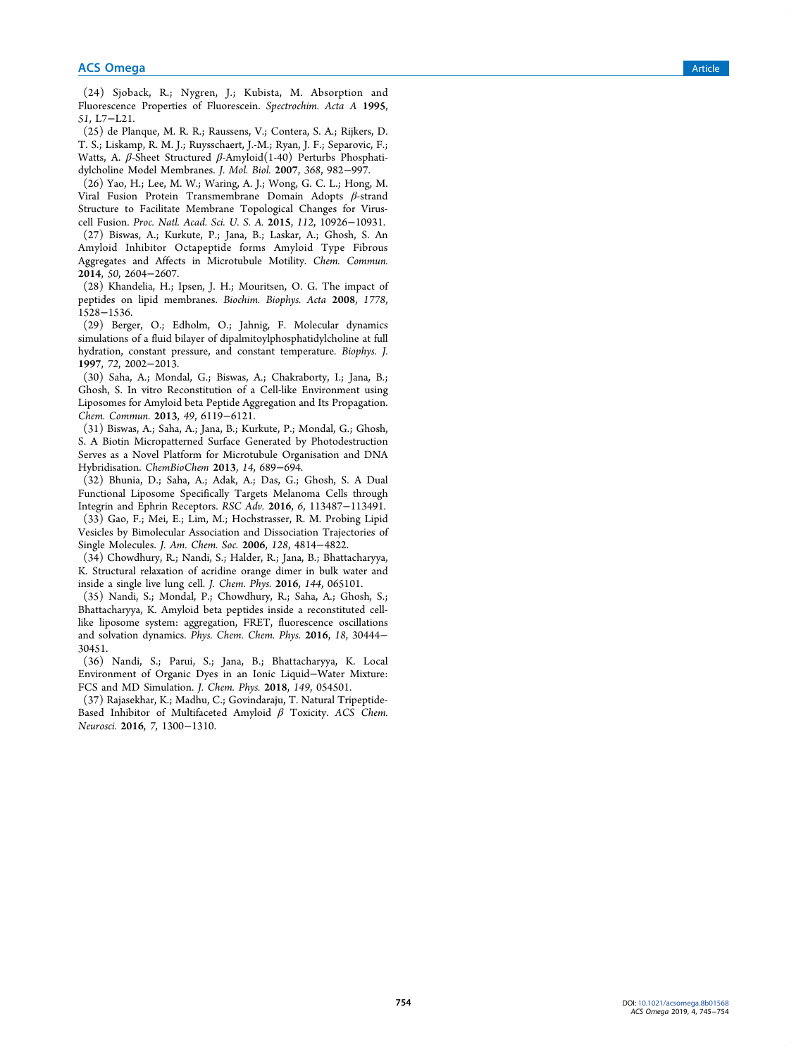(24) Sjoback, R.; Nygren, J.; Kubista, M. Absorption and Fluorescence Properties of Fluorescein. *Spectrochim. Acta A* **1995**, *51*, L7−L21.

(25) de Planque, M. R. R.; Raussens, V.; Contera, S. A.; Rijkers, D. T. S.; Liskamp, R. M. J.; Ruysschaert, J.-M.; Ryan, J. F.; Separovic, F.; Watts, A. β-Sheet Structured β-Amyloid(1-40) Perturbs Phosphatidylcholine Model Membranes. *J. Mol. Biol.* **2007**, *368*, 982−997.

(26) Yao, H.; Lee, M. W.; Waring, A. J.; Wong, G. C. L.; Hong, M. Viral Fusion Protein Transmembrane Domain Adopts β-strand Structure to Facilitate Membrane Topological Changes for Virus-cell Fusion. *Proc. Natl. Acad. Sci. U. S. A.* **2015**, *112*, 10926−10931.

(27) Biswas, A.; Kurkute, P.; Jana, B.; Laskar, A.; Ghosh, S. An Amyloid Inhibitor Octapeptide forms Amyloid Type Fibrous Aggregates and Affects in Microtubule Motility. *Chem. Commun.* **2014**, *50*, 2604−2607.

(28) Khandelia, H.; Ipsen, J. H.; Mouritsen, O. G. The impact of peptides on lipid membranes. *Biochim. Biophys. Acta* **2008**, *1778*, 1528−1536.

(29) Berger, O.; Edholm, O.; Jahnig, F. Molecular dynamics simulations of a fluid bilayer of dipalmitoylphosphatidylcholine at full hydration, constant pressure, and constant temperature. *Biophys. J.* **1997**, *72*, 2002−2013.

(30) Saha, A.; Mondal, G.; Biswas, A.; Chakraborty, I.; Jana, B.; Ghosh, S. In vitro Reconstitution of a Cell-like Environment using Liposomes for Amyloid beta Peptide Aggregation and Its Propagation. *Chem. Commun.* **2013**, *49*, 6119−6121.

(31) Biswas, A.; Saha, A.; Jana, B.; Kurkute, P.; Mondal, G.; Ghosh, S. A Biotin Micropatterned Surface Generated by Photodestruction Serves as a Novel Platform for Microtubule Organisation and DNA Hybridisation. *ChemBioChem* **2013**, *14*, 689−694.

(32) Bhunia, D.; Saha, A.; Adak, A.; Das, G.; Ghosh, S. A Dual Functional Liposome Specifically Targets Melanoma Cells through Integrin and Ephrin Receptors. *RSC Adv.* **2016**, *6*, 113487−113491.

(33) Gao, F.; Mei, E.; Lim, M.; Hochstrasser, R. M. Probing Lipid Vesicles by Bimolecular Association and Dissociation Trajectories of Single Molecules. *J. Am. Chem. Soc.* **2006**, *128*, 4814−4822.

(34) Chowdhury, R.; Nandi, S.; Halder, R.; Jana, B.; Bhattacharyya, K. Structural relaxation of acridine orange dimer in bulk water and inside a single live lung cell. *J. Chem. Phys.* **2016**, *144*, 065101.

(35) Nandi, S.; Mondal, P.; Chowdhury, R.; Saha, A.; Ghosh, S.; Bhattacharyya, K. Amyloid beta peptides inside a reconstituted cell-like liposome system: aggregation, FRET, fluorescence oscillations and solvation dynamics. *Phys. Chem. Chem. Phys.* **2016**, *18*, 30444−30451.

(36) Nandi, S.; Parui, S.; Jana, B.; Bhattacharyya, K. Local Environment of Organic Dyes in an Ionic Liquid−Water Mixture: FCS and MD Simulation. *J. Chem. Phys.* **2018**, *149*, 054501.

(37) Rajasekhar, K.; Madhu, C.; Govindaraju, T. Natural Tripeptide-Based Inhibitor of Multifaceted Amyloid β Toxicity. *ACS Chem. Neurosci.* **2016**, *7*, 1300−1310.